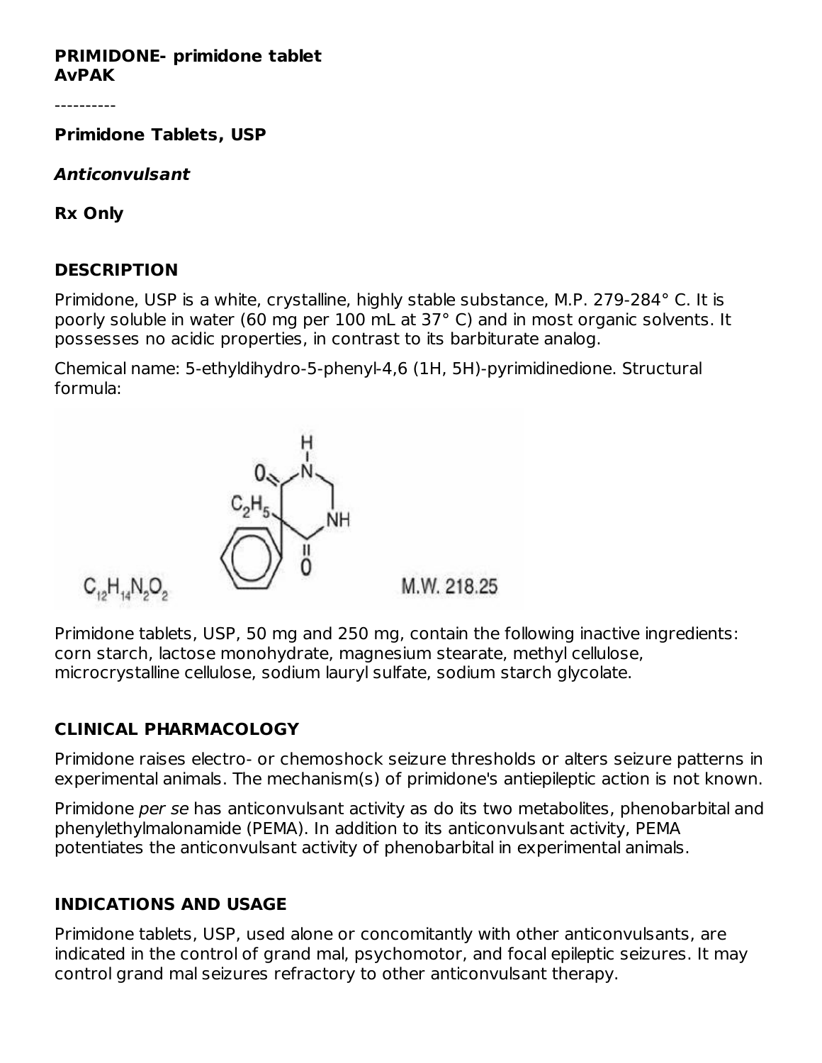**PRIMIDONE- primidone tablet**
**AvPAK**

----------

**Primidone Tablets, USP**

***Anticonvulsant***

**Rx Only**

## DESCRIPTION

Primidone, USP is a white, crystalline, highly stable substance, M.P. 279-284° C. It is poorly soluble in water (60 mg per 100 mL at 37° C) and in most organic solvents. It possesses no acidic properties, in contrast to its barbiturate analog.

Chemical name: 5-ethyldihydro-5-phenyl-4,6 (1H, 5H)-pyrimidinedione. Structural formula:

$C_{12}H_{14}N_2O_2$ M.W. 218.25

Primidone tablets, USP, 50 mg and 250 mg, contain the following inactive ingredients: corn starch, lactose monohydrate, magnesium stearate, methyl cellulose, microcrystalline cellulose, sodium lauryl sulfate, sodium starch glycolate.

## CLINICAL PHARMACOLOGY

Primidone raises electro- or chemoshock seizure thresholds or alters seizure patterns in experimental animals. The mechanism(s) of primidone's antiepileptic action is not known.

Primidone *per se* has anticonvulsant activity as do its two metabolites, phenobarbital and phenylethylmalonamide (PEMA). In addition to its anticonvulsant activity, PEMA potentiates the anticonvulsant activity of phenobarbital in experimental animals.

## INDICATIONS AND USAGE

Primidone tablets, USP, used alone or concomitantly with other anticonvulsants, are indicated in the control of grand mal, psychomotor, and focal epileptic seizures. It may control grand mal seizures refractory to other anticonvulsant therapy.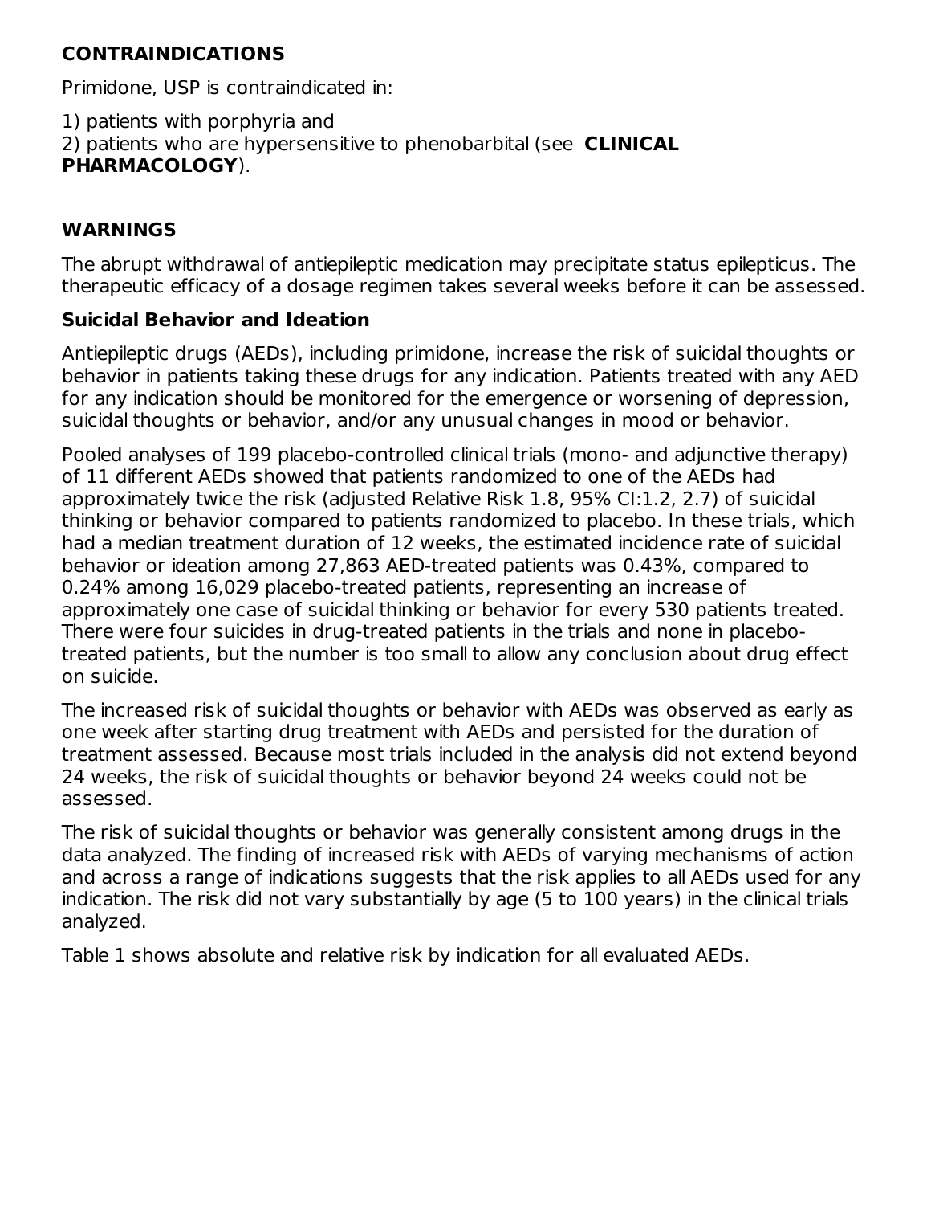## CONTRAINDICATIONS

Primidone, USP is contraindicated in:

1) patients with porphyria and
2) patients who are hypersensitive to phenobarbital (see **CLINICAL PHARMACOLOGY**).

## WARNINGS

The abrupt withdrawal of antiepileptic medication may precipitate status epilepticus. The therapeutic efficacy of a dosage regimen takes several weeks before it can be assessed.

### Suicidal Behavior and Ideation

Antiepileptic drugs (AEDs), including primidone, increase the risk of suicidal thoughts or behavior in patients taking these drugs for any indication. Patients treated with any AED for any indication should be monitored for the emergence or worsening of depression, suicidal thoughts or behavior, and/or any unusual changes in mood or behavior.

Pooled analyses of 199 placebo-controlled clinical trials (mono- and adjunctive therapy) of 11 different AEDs showed that patients randomized to one of the AEDs had approximately twice the risk (adjusted Relative Risk 1.8, 95% CI:1.2, 2.7) of suicidal thinking or behavior compared to patients randomized to placebo. In these trials, which had a median treatment duration of 12 weeks, the estimated incidence rate of suicidal behavior or ideation among 27,863 AED-treated patients was 0.43%, compared to 0.24% among 16,029 placebo-treated patients, representing an increase of approximately one case of suicidal thinking or behavior for every 530 patients treated. There were four suicides in drug-treated patients in the trials and none in placebo-treated patients, but the number is too small to allow any conclusion about drug effect on suicide.

The increased risk of suicidal thoughts or behavior with AEDs was observed as early as one week after starting drug treatment with AEDs and persisted for the duration of treatment assessed. Because most trials included in the analysis did not extend beyond 24 weeks, the risk of suicidal thoughts or behavior beyond 24 weeks could not be assessed.

The risk of suicidal thoughts or behavior was generally consistent among drugs in the data analyzed. The finding of increased risk with AEDs of varying mechanisms of action and across a range of indications suggests that the risk applies to all AEDs used for any indication. The risk did not vary substantially by age (5 to 100 years) in the clinical trials analyzed.

Table 1 shows absolute and relative risk by indication for all evaluated AEDs.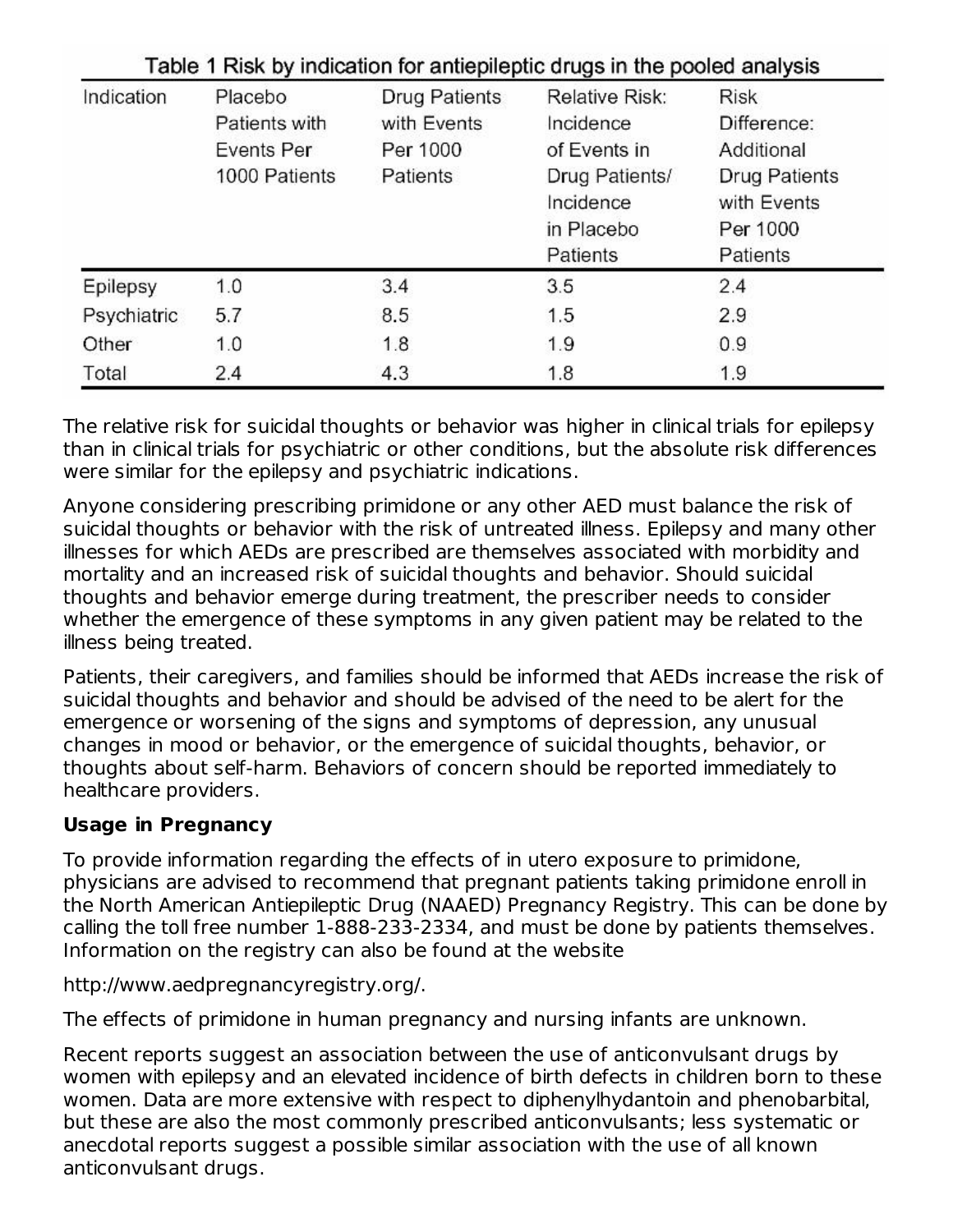Table 1 Risk by indication for antiepileptic drugs in the pooled analysis

| Indication | Placebo Patients with Events Per 1000 Patients | Drug Patients with Events Per 1000 Patients | Relative Risk: Incidence of Events in Drug Patients/ Incidence in Placebo Patients | Risk Difference: Additional Drug Patients with Events Per 1000 Patients |
|---|---|---|---|---|
| Epilepsy | 1.0 | 3.4 | 3.5 | 2.4 |
| Psychiatric | 5.7 | 8.5 | 1.5 | 2.9 |
| Other | 1.0 | 1.8 | 1.9 | 0.9 |
| Total | 2.4 | 4.3 | 1.8 | 1.9 |

The relative risk for suicidal thoughts or behavior was higher in clinical trials for epilepsy than in clinical trials for psychiatric or other conditions, but the absolute risk differences were similar for the epilepsy and psychiatric indications.

Anyone considering prescribing primidone or any other AED must balance the risk of suicidal thoughts or behavior with the risk of untreated illness. Epilepsy and many other illnesses for which AEDs are prescribed are themselves associated with morbidity and mortality and an increased risk of suicidal thoughts and behavior. Should suicidal thoughts and behavior emerge during treatment, the prescriber needs to consider whether the emergence of these symptoms in any given patient may be related to the illness being treated.

Patients, their caregivers, and families should be informed that AEDs increase the risk of suicidal thoughts and behavior and should be advised of the need to be alert for the emergence or worsening of the signs and symptoms of depression, any unusual changes in mood or behavior, or the emergence of suicidal thoughts, behavior, or thoughts about self-harm. Behaviors of concern should be reported immediately to healthcare providers.

**Usage in Pregnancy**

To provide information regarding the effects of in utero exposure to primidone, physicians are advised to recommend that pregnant patients taking primidone enroll in the North American Antiepileptic Drug (NAAED) Pregnancy Registry. This can be done by calling the toll free number 1-888-233-2334, and must be done by patients themselves. Information on the registry can also be found at the website

http://www.aedpregnancyregistry.org/.

The effects of primidone in human pregnancy and nursing infants are unknown.

Recent reports suggest an association between the use of anticonvulsant drugs by women with epilepsy and an elevated incidence of birth defects in children born to these women. Data are more extensive with respect to diphenylhydantoin and phenobarbital, but these are also the most commonly prescribed anticonvulsants; less systematic or anecdotal reports suggest a possible similar association with the use of all known anticonvulsant drugs.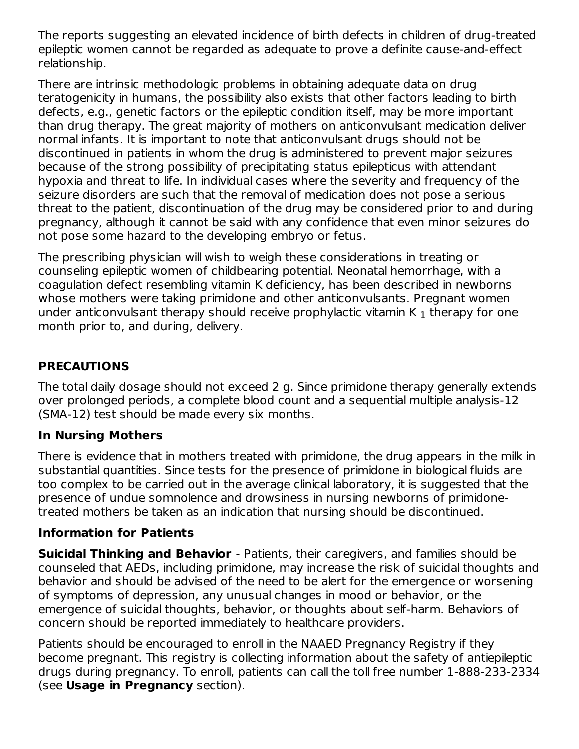The reports suggesting an elevated incidence of birth defects in children of drug-treated epileptic women cannot be regarded as adequate to prove a definite cause-and-effect relationship.

There are intrinsic methodologic problems in obtaining adequate data on drug teratogenicity in humans, the possibility also exists that other factors leading to birth defects, e.g., genetic factors or the epileptic condition itself, may be more important than drug therapy. The great majority of mothers on anticonvulsant medication deliver normal infants. It is important to note that anticonvulsant drugs should not be discontinued in patients in whom the drug is administered to prevent major seizures because of the strong possibility of precipitating status epilepticus with attendant hypoxia and threat to life. In individual cases where the severity and frequency of the seizure disorders are such that the removal of medication does not pose a serious threat to the patient, discontinuation of the drug may be considered prior to and during pregnancy, although it cannot be said with any confidence that even minor seizures do not pose some hazard to the developing embryo or fetus.

The prescribing physician will wish to weigh these considerations in treating or counseling epileptic women of childbearing potential. Neonatal hemorrhage, with a coagulation defect resembling vitamin K deficiency, has been described in newborns whose mothers were taking primidone and other anticonvulsants. Pregnant women under anticonvulsant therapy should receive prophylactic vitamin $K_1$ therapy for one month prior to, and during, delivery.

## PRECAUTIONS

The total daily dosage should not exceed 2 g. Since primidone therapy generally extends over prolonged periods, a complete blood count and a sequential multiple analysis-12 (SMA-12) test should be made every six months.

### In Nursing Mothers

There is evidence that in mothers treated with primidone, the drug appears in the milk in substantial quantities. Since tests for the presence of primidone in biological fluids are too complex to be carried out in the average clinical laboratory, it is suggested that the presence of undue somnolence and drowsiness in nursing newborns of primidone-treated mothers be taken as an indication that nursing should be discontinued.

### Information for Patients

**Suicidal Thinking and Behavior** - Patients, their caregivers, and families should be counseled that AEDs, including primidone, may increase the risk of suicidal thoughts and behavior and should be advised of the need to be alert for the emergence or worsening of symptoms of depression, any unusual changes in mood or behavior, or the emergence of suicidal thoughts, behavior, or thoughts about self-harm. Behaviors of concern should be reported immediately to healthcare providers.

Patients should be encouraged to enroll in the NAAED Pregnancy Registry if they become pregnant. This registry is collecting information about the safety of antiepileptic drugs during pregnancy. To enroll, patients can call the toll free number 1-888-233-2334 (see **Usage in Pregnancy** section).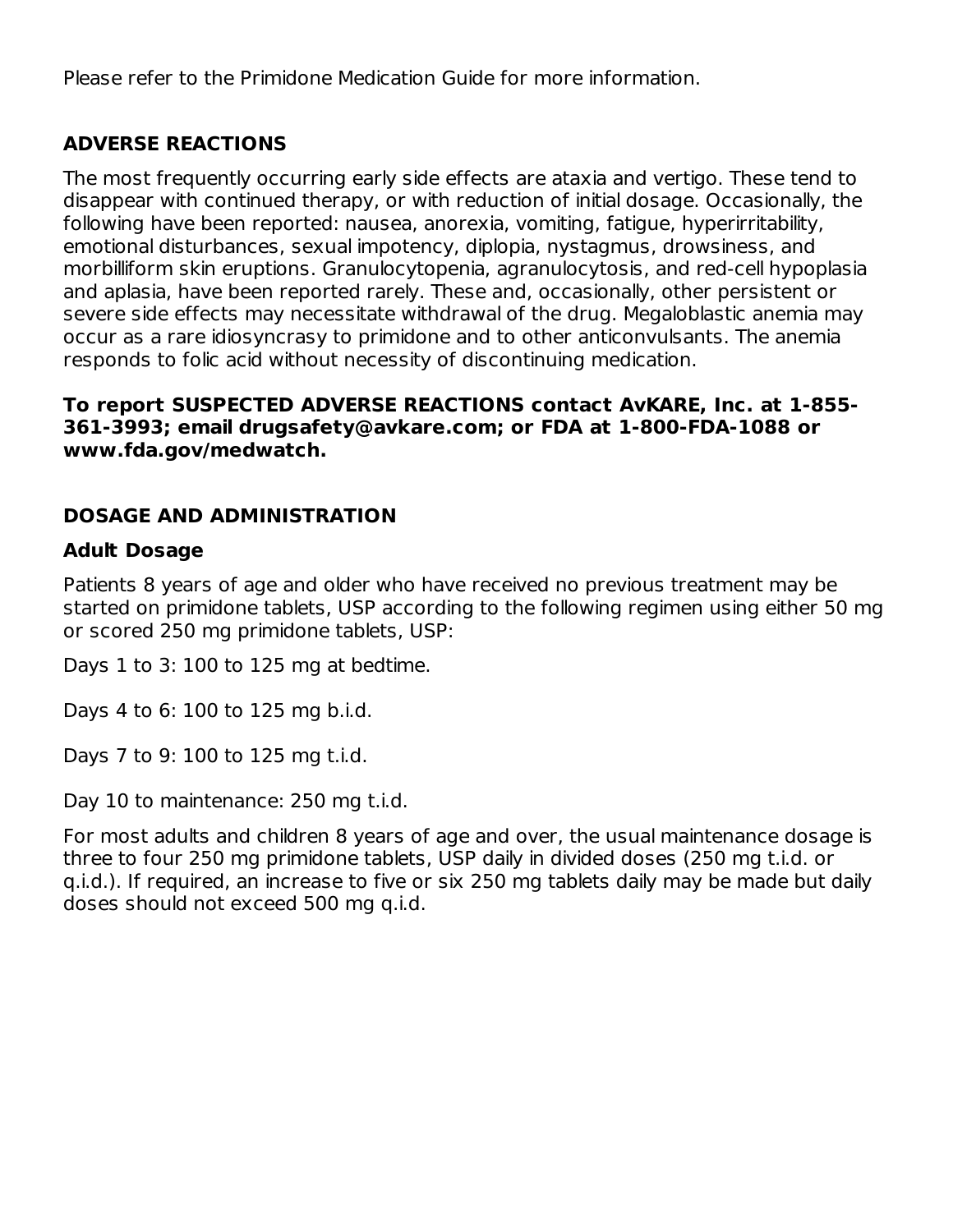Please refer to the Primidone Medication Guide for more information.

## ADVERSE REACTIONS

The most frequently occurring early side effects are ataxia and vertigo. These tend to disappear with continued therapy, or with reduction of initial dosage. Occasionally, the following have been reported: nausea, anorexia, vomiting, fatigue, hyperirritability, emotional disturbances, sexual impotency, diplopia, nystagmus, drowsiness, and morbilliform skin eruptions. Granulocytopenia, agranulocytosis, and red-cell hypoplasia and aplasia, have been reported rarely. These and, occasionally, other persistent or severe side effects may necessitate withdrawal of the drug. Megaloblastic anemia may occur as a rare idiosyncrasy to primidone and to other anticonvulsants. The anemia responds to folic acid without necessity of discontinuing medication.

**To report SUSPECTED ADVERSE REACTIONS contact AvKARE, Inc. at 1-855-361-3993; email drugsafety@avkare.com; or FDA at 1-800-FDA-1088 or www.fda.gov/medwatch.**

## DOSAGE AND ADMINISTRATION

### Adult Dosage

Patients 8 years of age and older who have received no previous treatment may be started on primidone tablets, USP according to the following regimen using either 50 mg or scored 250 mg primidone tablets, USP:

Days 1 to 3: 100 to 125 mg at bedtime.

Days 4 to 6: 100 to 125 mg b.i.d.

Days 7 to 9: 100 to 125 mg t.i.d.

Day 10 to maintenance: 250 mg t.i.d.

For most adults and children 8 years of age and over, the usual maintenance dosage is three to four 250 mg primidone tablets, USP daily in divided doses (250 mg t.i.d. or q.i.d.). If required, an increase to five or six 250 mg tablets daily may be made but daily doses should not exceed 500 mg q.i.d.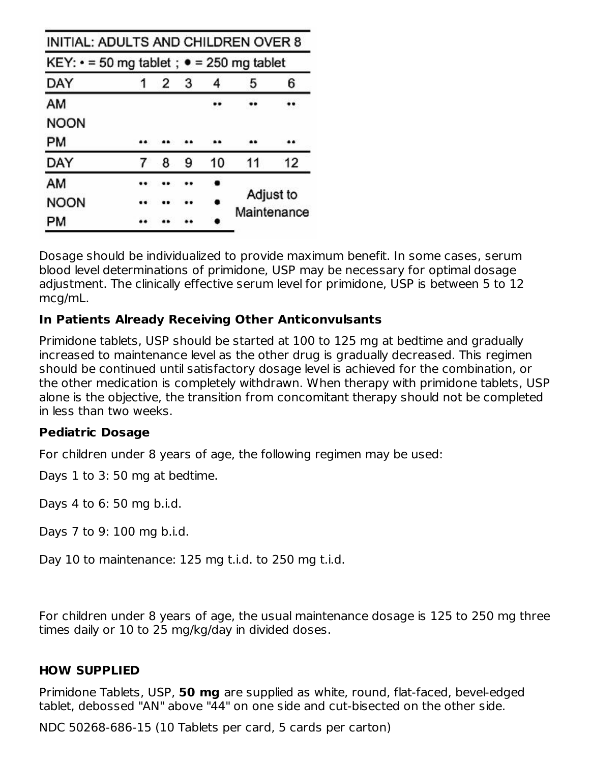| INITIAL: ADULTS AND CHILDREN OVER 8 | | | | | | |
|---|---|---|---|---|---|---|
| KEY: • = 50 mg tablet ; ● = 250 mg tablet | | | | | | |
| DAY | 1 | 2 | 3 | 4 | 5 | 6 |
| AM | | | | •• | •• | •• |
| NOON | | | | | | |
| PM | •• | •• | •• | •• | •• | •• |
| DAY | 7 | 8 | 9 | 10 | 11 | 12 |
| AM | •• | •• | •• | ● | Adjust to Maintenance | |
| NOON | •• | •• | •• | ● | | |
| PM | •• | •• | •• | ● | | |

Dosage should be individualized to provide maximum benefit. In some cases, serum blood level determinations of primidone, USP may be necessary for optimal dosage adjustment. The clinically effective serum level for primidone, USP is between 5 to 12 mcg/mL.

**In Patients Already Receiving Other Anticonvulsants**

Primidone tablets, USP should be started at 100 to 125 mg at bedtime and gradually increased to maintenance level as the other drug is gradually decreased. This regimen should be continued until satisfactory dosage level is achieved for the combination, or the other medication is completely withdrawn. When therapy with primidone tablets, USP alone is the objective, the transition from concomitant therapy should not be completed in less than two weeks.

**Pediatric Dosage**

For children under 8 years of age, the following regimen may be used:

Days 1 to 3: 50 mg at bedtime.

Days 4 to 6: 50 mg b.i.d.

Days 7 to 9: 100 mg b.i.d.

Day 10 to maintenance: 125 mg t.i.d. to 250 mg t.i.d.

For children under 8 years of age, the usual maintenance dosage is 125 to 250 mg three times daily or 10 to 25 mg/kg/day in divided doses.

**HOW SUPPLIED**

Primidone Tablets, USP, **50 mg** are supplied as white, round, flat-faced, bevel-edged tablet, debossed "AN" above "44" on one side and cut-bisected on the other side.

NDC 50268-686-15 (10 Tablets per card, 5 cards per carton)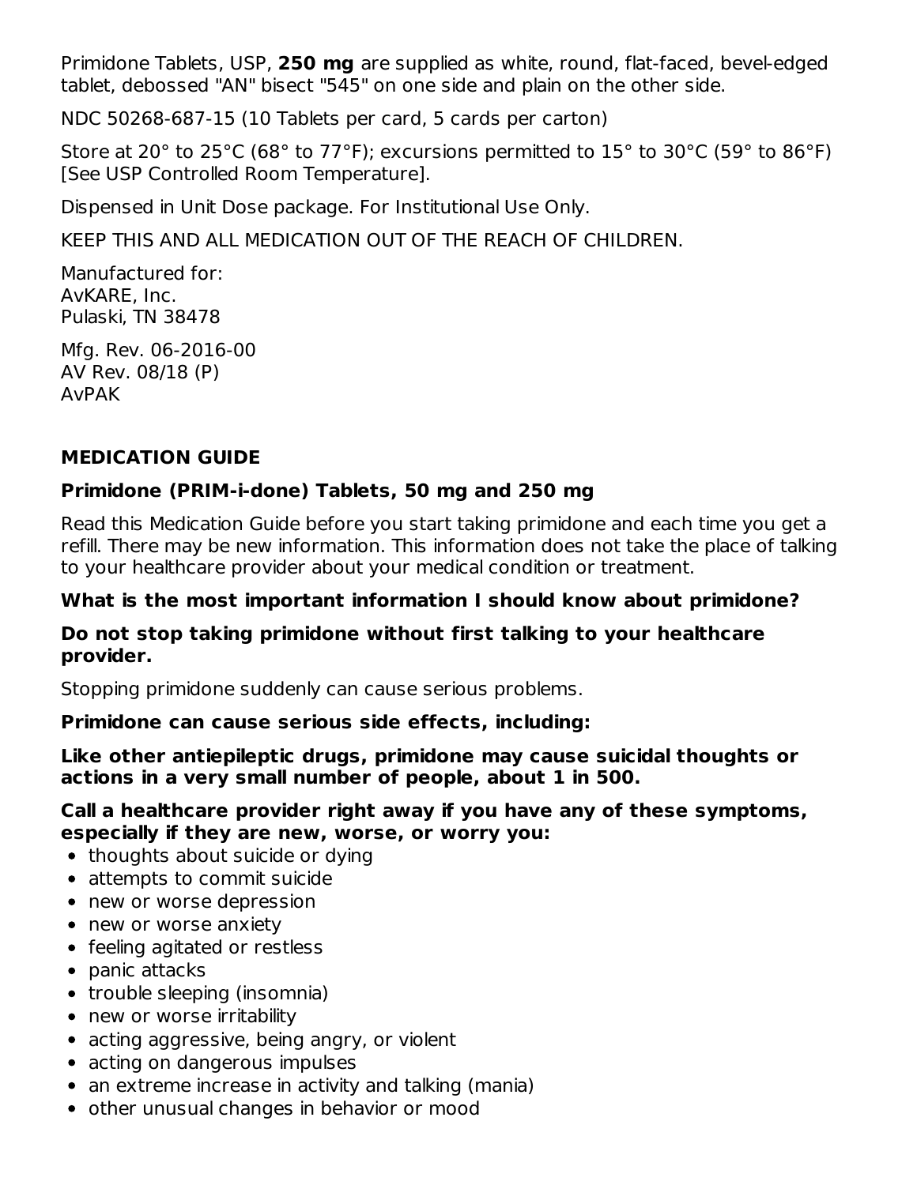Primidone Tablets, USP, **250 mg** are supplied as white, round, flat-faced, bevel-edged tablet, debossed "AN" bisect "545" on one side and plain on the other side.

NDC 50268-687-15 (10 Tablets per card, 5 cards per carton)

Store at 20° to 25°C (68° to 77°F); excursions permitted to 15° to 30°C (59° to 86°F) [See USP Controlled Room Temperature].

Dispensed in Unit Dose package. For Institutional Use Only.

KEEP THIS AND ALL MEDICATION OUT OF THE REACH OF CHILDREN.

Manufactured for:
AvKARE, Inc.
Pulaski, TN 38478

Mfg. Rev. 06-2016-00
AV Rev. 08/18 (P)
AvPAK

## MEDICATION GUIDE

### Primidone (PRIM-i-done) Tablets, 50 mg and 250 mg

Read this Medication Guide before you start taking primidone and each time you get a refill. There may be new information. This information does not take the place of talking to your healthcare provider about your medical condition or treatment.

**What is the most important information I should know about primidone?**

**Do not stop taking primidone without first talking to your healthcare provider.**

Stopping primidone suddenly can cause serious problems.

**Primidone can cause serious side effects, including:**

**Like other antiepileptic drugs, primidone may cause suicidal thoughts or actions in a very small number of people, about 1 in 500.**

**Call a healthcare provider right away if you have any of these symptoms, especially if they are new, worse, or worry you:**

- thoughts about suicide or dying
- attempts to commit suicide
- new or worse depression
- new or worse anxiety
- feeling agitated or restless
- panic attacks
- trouble sleeping (insomnia)
- new or worse irritability
- acting aggressive, being angry, or violent
- acting on dangerous impulses
- an extreme increase in activity and talking (mania)
- other unusual changes in behavior or mood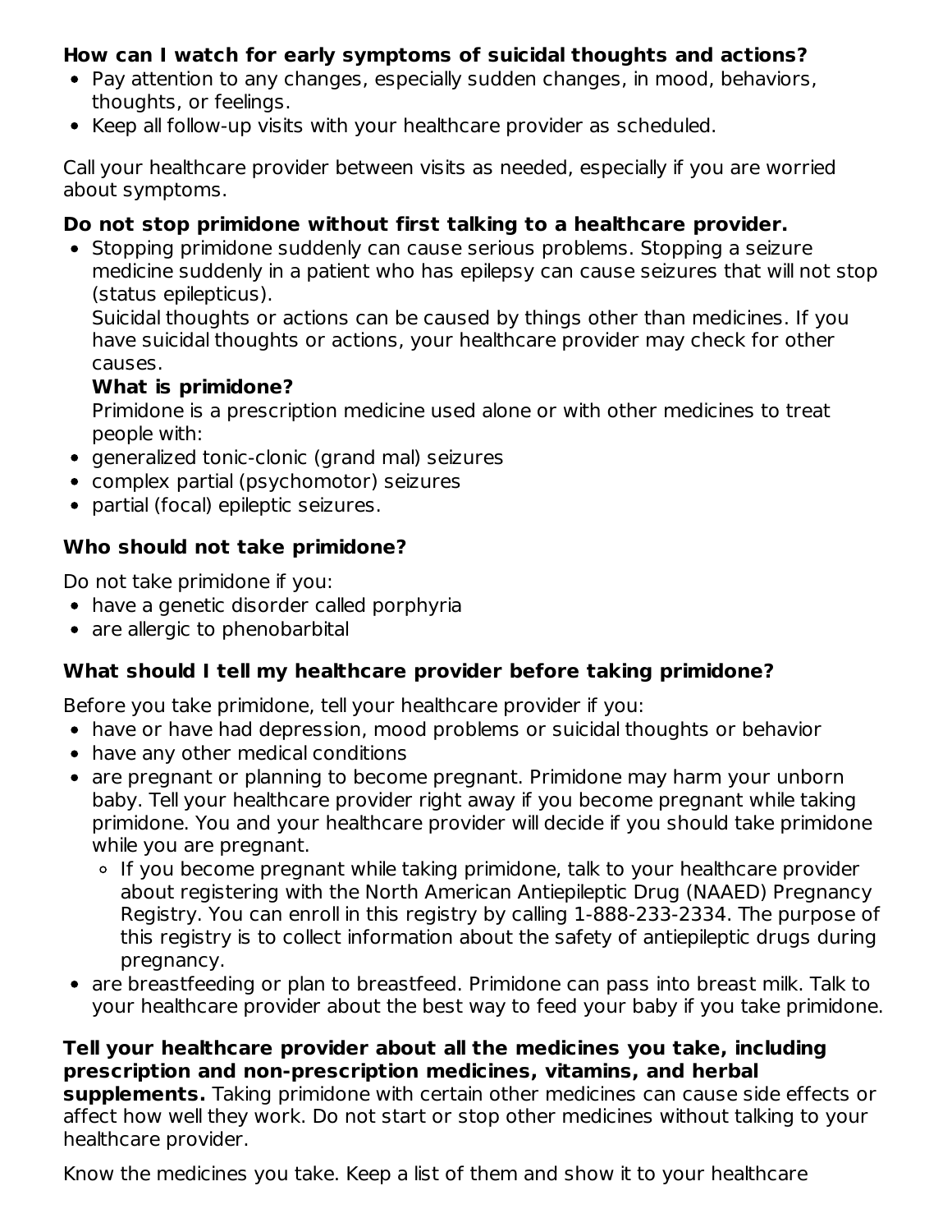**How can I watch for early symptoms of suicidal thoughts and actions?**

- Pay attention to any changes, especially sudden changes, in mood, behaviors, thoughts, or feelings.
- Keep all follow-up visits with your healthcare provider as scheduled.

Call your healthcare provider between visits as needed, especially if you are worried about symptoms.

**Do not stop primidone without first talking to a healthcare provider.**

- Stopping primidone suddenly can cause serious problems. Stopping a seizure medicine suddenly in a patient who has epilepsy can cause seizures that will not stop (status epilepticus).
  Suicidal thoughts or actions can be caused by things other than medicines. If you have suicidal thoughts or actions, your healthcare provider may check for other causes.
  **What is primidone?**
  Primidone is a prescription medicine used alone or with other medicines to treat people with:
- generalized tonic-clonic (grand mal) seizures
- complex partial (psychomotor) seizures
- partial (focal) epileptic seizures.

**Who should not take primidone?**

Do not take primidone if you:

- have a genetic disorder called porphyria
- are allergic to phenobarbital

**What should I tell my healthcare provider before taking primidone?**

Before you take primidone, tell your healthcare provider if you:

- have or have had depression, mood problems or suicidal thoughts or behavior
- have any other medical conditions
- are pregnant or planning to become pregnant. Primidone may harm your unborn baby. Tell your healthcare provider right away if you become pregnant while taking primidone. You and your healthcare provider will decide if you should take primidone while you are pregnant.
  - If you become pregnant while taking primidone, talk to your healthcare provider about registering with the North American Antiepileptic Drug (NAAED) Pregnancy Registry. You can enroll in this registry by calling 1-888-233-2334. The purpose of this registry is to collect information about the safety of antiepileptic drugs during pregnancy.
- are breastfeeding or plan to breastfeed. Primidone can pass into breast milk. Talk to your healthcare provider about the best way to feed your baby if you take primidone.

**Tell your healthcare provider about all the medicines you take, including prescription and non-prescription medicines, vitamins, and herbal supplements.** Taking primidone with certain other medicines can cause side effects or affect how well they work. Do not start or stop other medicines without talking to your healthcare provider.

Know the medicines you take. Keep a list of them and show it to your healthcare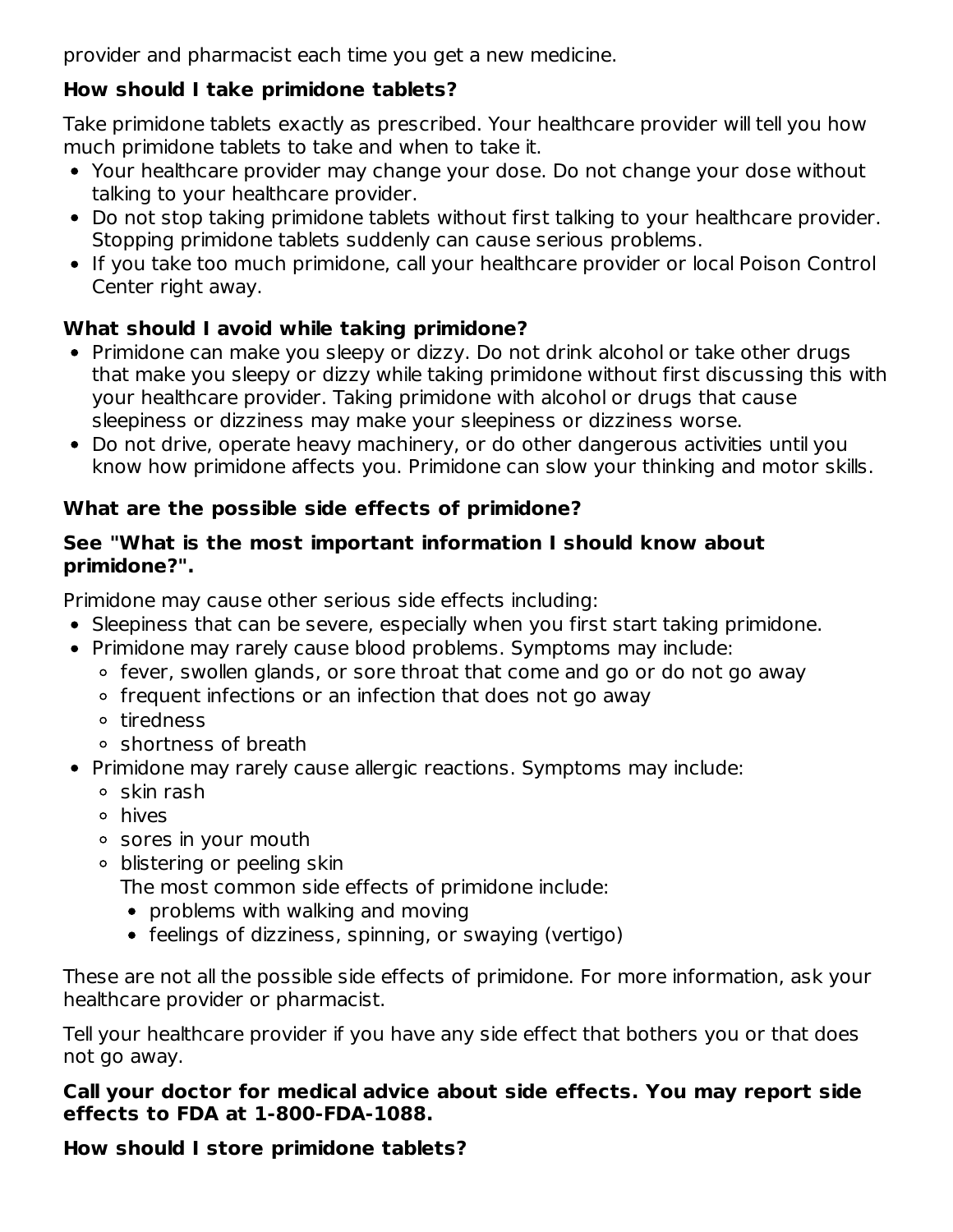provider and pharmacist each time you get a new medicine.

**How should I take primidone tablets?**

Take primidone tablets exactly as prescribed. Your healthcare provider will tell you how much primidone tablets to take and when to take it.

- Your healthcare provider may change your dose. Do not change your dose without talking to your healthcare provider.
- Do not stop taking primidone tablets without first talking to your healthcare provider. Stopping primidone tablets suddenly can cause serious problems.
- If you take too much primidone, call your healthcare provider or local Poison Control Center right away.

**What should I avoid while taking primidone?**

- Primidone can make you sleepy or dizzy. Do not drink alcohol or take other drugs that make you sleepy or dizzy while taking primidone without first discussing this with your healthcare provider. Taking primidone with alcohol or drugs that cause sleepiness or dizziness may make your sleepiness or dizziness worse.
- Do not drive, operate heavy machinery, or do other dangerous activities until you know how primidone affects you. Primidone can slow your thinking and motor skills.

**What are the possible side effects of primidone?**

**See "What is the most important information I should know about primidone?".**

Primidone may cause other serious side effects including:

- Sleepiness that can be severe, especially when you first start taking primidone.
- Primidone may rarely cause blood problems. Symptoms may include:
  - fever, swollen glands, or sore throat that come and go or do not go away
  - frequent infections or an infection that does not go away
  - tiredness
  - shortness of breath
- Primidone may rarely cause allergic reactions. Symptoms may include:
  - skin rash
  - hives
  - sores in your mouth
  - blistering or peeling skin

    The most common side effects of primidone include:
    - problems with walking and moving
    - feelings of dizziness, spinning, or swaying (vertigo)

These are not all the possible side effects of primidone. For more information, ask your healthcare provider or pharmacist.

Tell your healthcare provider if you have any side effect that bothers you or that does not go away.

**Call your doctor for medical advice about side effects. You may report side effects to FDA at 1-800-FDA-1088.**

**How should I store primidone tablets?**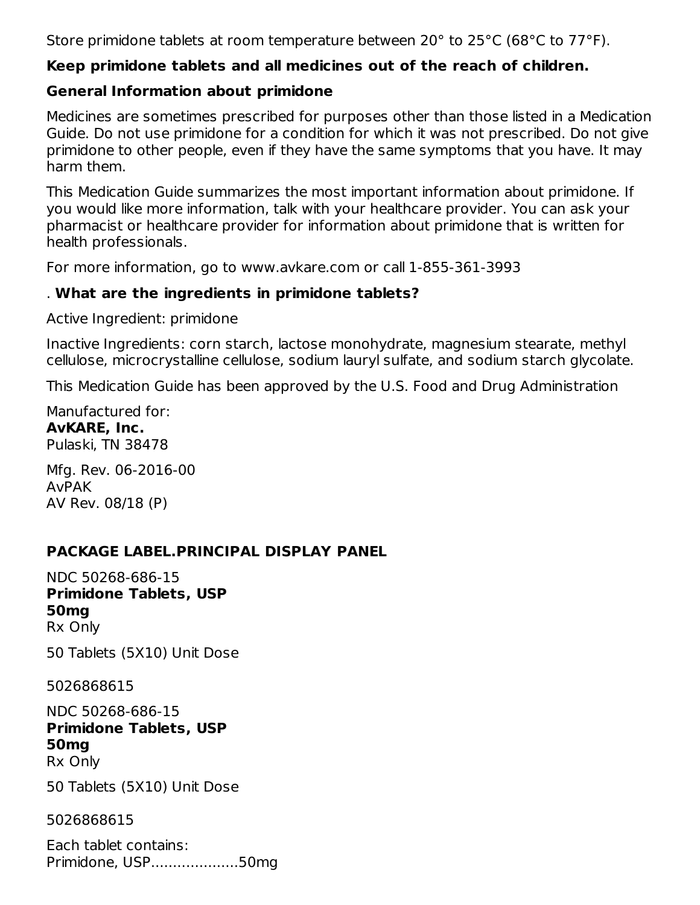Store primidone tablets at room temperature between 20° to 25°C (68°C to 77°F).

**Keep primidone tablets and all medicines out of the reach of children.**

**General Information about primidone**

Medicines are sometimes prescribed for purposes other than those listed in a Medication Guide. Do not use primidone for a condition for which it was not prescribed. Do not give primidone to other people, even if they have the same symptoms that you have. It may harm them.

This Medication Guide summarizes the most important information about primidone. If you would like more information, talk with your healthcare provider. You can ask your pharmacist or healthcare provider for information about primidone that is written for health professionals.

For more information, go to www.avkare.com or call 1-855-361-3993

. **What are the ingredients in primidone tablets?**

Active Ingredient: primidone

Inactive Ingredients: corn starch, lactose monohydrate, magnesium stearate, methyl cellulose, microcrystalline cellulose, sodium lauryl sulfate, and sodium starch glycolate.

This Medication Guide has been approved by the U.S. Food and Drug Administration

Manufactured for:
**AvKARE, Inc.**
Pulaski, TN 38478

Mfg. Rev. 06-2016-00
AvPAK
AV Rev. 08/18 (P)

## PACKAGE LABEL.PRINCIPAL DISPLAY PANEL

NDC 50268-686-15
**Primidone Tablets, USP**
**50mg**
Rx Only

50 Tablets (5X10) Unit Dose

5026868615

NDC 50268-686-15
**Primidone Tablets, USP**
**50mg**
Rx Only

50 Tablets (5X10) Unit Dose

5026868615

Each tablet contains:
Primidone, USP....................50mg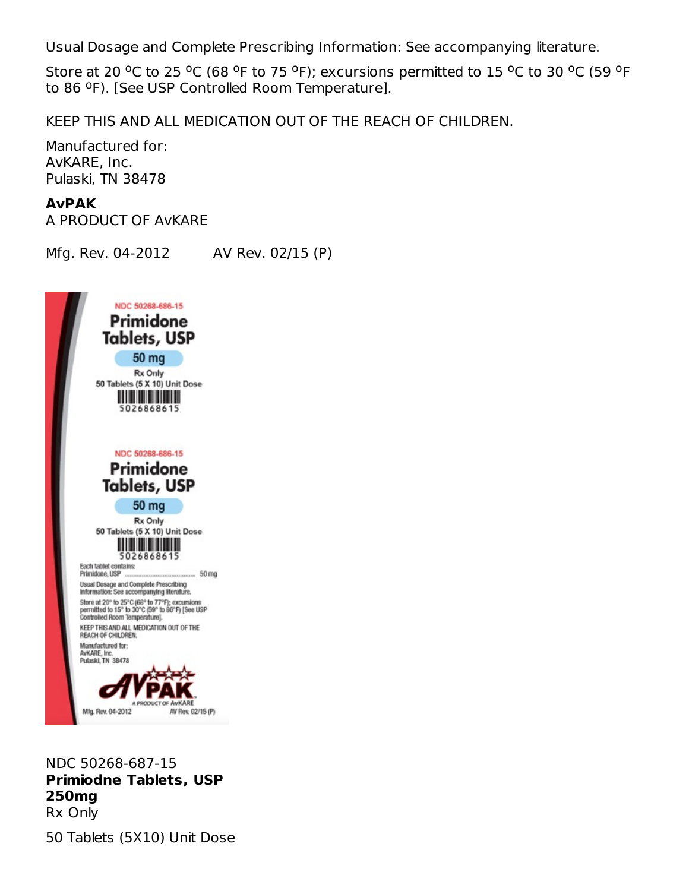Usual Dosage and Complete Prescribing Information: See accompanying literature.

Store at 20 °C to 25 °C (68 °F to 75 °F); excursions permitted to 15 °C to 30 °C (59 °F to 86 °F). [See USP Controlled Room Temperature].

KEEP THIS AND ALL MEDICATION OUT OF THE REACH OF CHILDREN.

Manufactured for:
AvKARE, Inc.
Pulaski, TN 38478

**AvPAK**
A PRODUCT OF AvKARE

Mfg. Rev. 04-2012    AV Rev. 02/15 (P)

NDC 50268-686-15
**Primidone Tablets, USP**
**50 mg**
Rx Only
50 Tablets (5 X 10) Unit Dose
5026868615

NDC 50268-686-15
**Primidone Tablets, USP**
**50 mg**
Rx Only
50 Tablets (5 X 10) Unit Dose
5026868615

Each tablet contains:
Primidone, USP .................................. 50 mg

Usual Dosage and Complete Prescribing Information: See accompanying literature.

Store at 20° to 25°C (68° to 77°F); excursions permitted to 15° to 30°C (59° to 86°F) [See USP Controlled Room Temperature].

KEEP THIS AND ALL MEDICATION OUT OF THE REACH OF CHILDREN.

Manufactured for:
AvKARE, Inc.
Pulaski, TN 38478

AVPAK
A PRODUCT OF AvKARE

Mfg. Rev. 04-2012    AV Rev. 02/15 (P)

NDC 50268-687-15
**Primiodne Tablets, USP**
**250mg**
Rx Only

50 Tablets (5X10) Unit Dose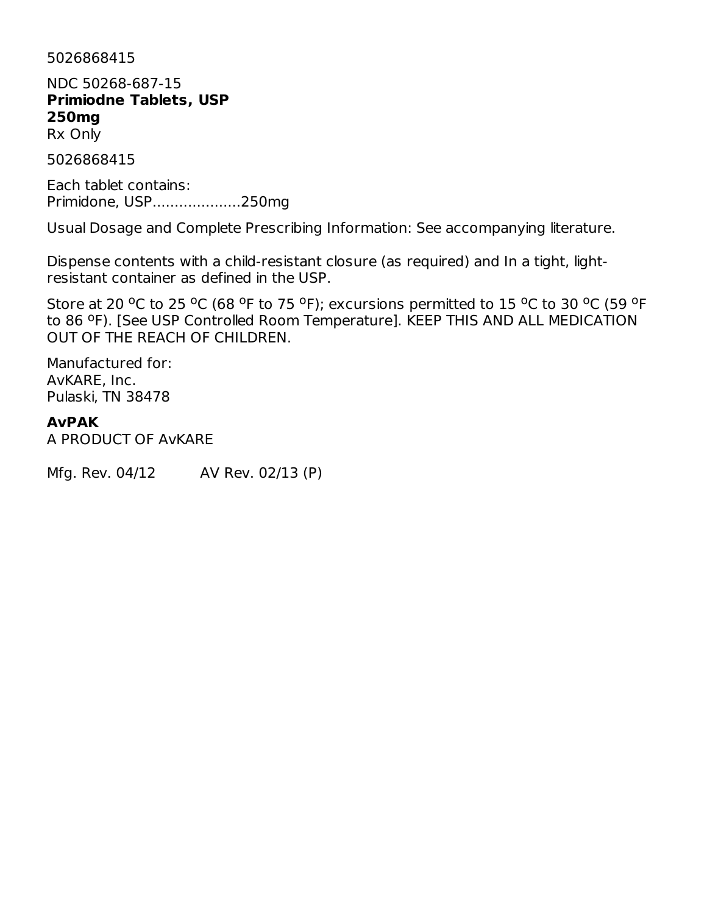5026868415

NDC 50268-687-15
**Primiodne Tablets, USP**
**250mg**
Rx Only

5026868415

Each tablet contains:
Primidone, USP....................250mg

Usual Dosage and Complete Prescribing Information: See accompanying literature.

Dispense contents with a child-resistant closure (as required) and In a tight, light-resistant container as defined in the USP.

Store at 20 $^{o}$C to 25 $^{o}$C (68 $^{o}$F to 75 $^{o}$F); excursions permitted to 15 $^{o}$C to 30 $^{o}$C (59 $^{o}$F to 86 $^{o}$F). [See USP Controlled Room Temperature]. KEEP THIS AND ALL MEDICATION OUT OF THE REACH OF CHILDREN.

Manufactured for:
AvKARE, Inc.
Pulaski, TN 38478

**AvPAK**
A PRODUCT OF AvKARE

Mfg. Rev. 04/12 AV Rev. 02/13 (P)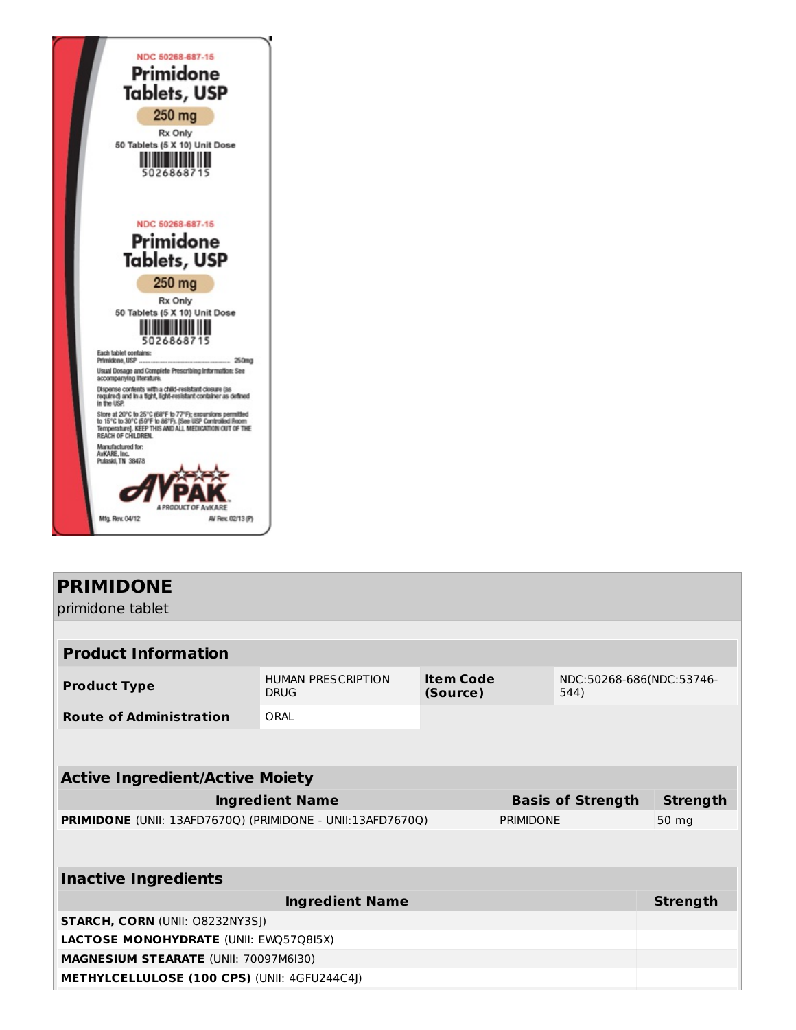NDC 50268-687-15

**Primidone Tablets, USP**

**250 mg**

Rx Only

50 Tablets (5 X 10) Unit Dose

5026868715

NDC 50268-687-15

**Primidone Tablets, USP**

**250 mg**

Rx Only

50 Tablets (5 X 10) Unit Dose

5026868715

Each tablet contains:
Primidone, USP .......................................... 250mg

Usual Dosage and Complete Prescribing Information: See accompanying literature.

Dispense contents with a child-resistant closure (as required) and in a tight, light-resistant container as defined in the USP.

Store at 20°C to 25°C (68°F to 77°F); excursions permitted to 15°C to 30°C (59°F to 86°F). [See USP Controlled Room Temperature]. KEEP THIS AND ALL MEDICATION OUT OF THE REACH OF CHILDREN.

Manufactured for:
AvKARE, Inc.
Pulaski, TN 38478

AVPAK
A PRODUCT OF AvKARE

Mfg. Rev. 04/12 AV Rev. 02/13 (P)

## PRIMIDONE

primidone tablet

| Product Information | | | |
|---|---|---|---|
| **Product Type** | HUMAN PRESCRIPTION DRUG | **Item Code (Source)** | NDC:50268-686(NDC:53746-544) |
| **Route of Administration** | ORAL | | |

| Active Ingredient/Active Moiety | | |
|---|---|---|
| **Ingredient Name** | **Basis of Strength** | **Strength** |
| **PRIMIDONE** (UNII: 13AFD7670Q) (PRIMIDONE - UNII:13AFD7670Q) | PRIMIDONE | 50 mg |

| Inactive Ingredients | |
|---|---|
| **Ingredient Name** | **Strength** |
| **STARCH, CORN** (UNII: O8232NY3SJ) | |
| **LACTOSE MONOHYDRATE** (UNII: EWQ57Q8I5X) | |
| **MAGNESIUM STEARATE** (UNII: 70097M6I30) | |
| **METHYLCELLULOSE (100 CPS)** (UNII: 4GFU244C4J) | |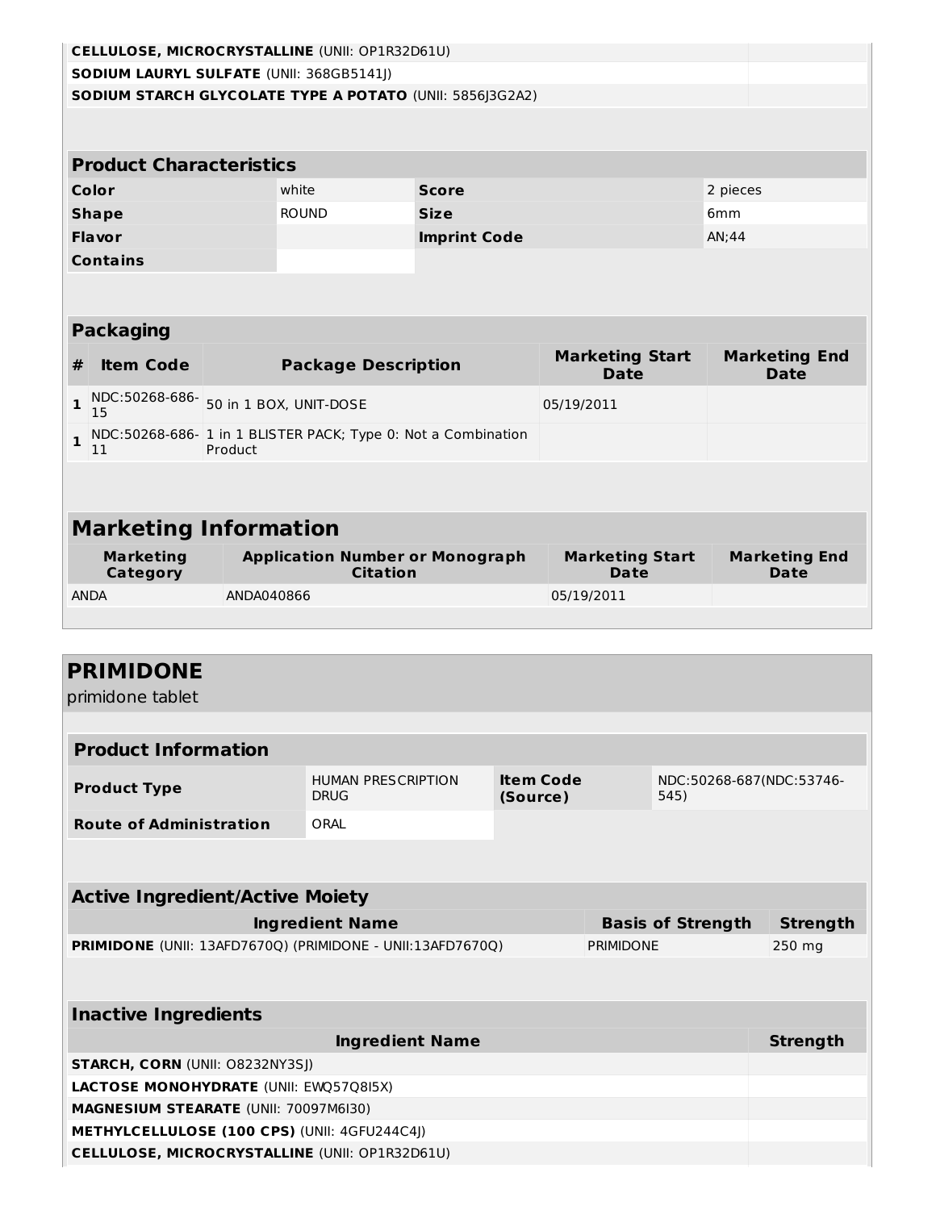| Ingredient Name | Strength |
|---|---|
| **CELLULOSE, MICROCRYSTALLINE** (UNII: OP1R32D61U) | |
| **SODIUM LAURYL SULFATE** (UNII: 368GB5141J) | |
| **SODIUM STARCH GLYCOLATE TYPE A POTATO** (UNII: 5856J3G2A2) | |

| **Product Characteristics** | | | |
|---|---|---|---|
| **Color** | white | **Score** | 2 pieces |
| **Shape** | ROUND | **Size** | 6mm |
| **Flavor** | | **Imprint Code** | AN;44 |
| **Contains** | | | |

| **Packaging** | | | | |
|---|---|---|---|---|
| **#** | **Item Code** | **Package Description** | **Marketing Start Date** | **Marketing End Date** |
| **1** | NDC:50268-686-15 | 50 in 1 BOX, UNIT-DOSE | 05/19/2011 | |
| **1** | NDC:50268-686-11 | 1 in 1 BLISTER PACK; Type 0: Not a Combination Product | | |

## Marketing Information

| Marketing Category | Application Number or Monograph Citation | Marketing Start Date | Marketing End Date |
|---|---|---|---|
| ANDA | ANDA040866 | 05/19/2011 | |

# PRIMIDONE

primidone tablet

| **Product Information** | | | |
|---|---|---|---|
| **Product Type** | HUMAN PRESCRIPTION DRUG | **Item Code (Source)** | NDC:50268-687(NDC:53746-545) |
| **Route of Administration** | ORAL | | |

| **Active Ingredient/Active Moiety** | | |
|---|---|---|
| **Ingredient Name** | **Basis of Strength** | **Strength** |
| **PRIMIDONE** (UNII: 13AFD7670Q) (PRIMIDONE - UNII:13AFD7670Q) | PRIMIDONE | 250 mg |

| **Inactive Ingredients** | |
|---|---|
| **Ingredient Name** | **Strength** |
| **STARCH, CORN** (UNII: O8232NY3SJ) | |
| **LACTOSE MONOHYDRATE** (UNII: EWQ57Q8I5X) | |
| **MAGNESIUM STEARATE** (UNII: 70097M6I30) | |
| **METHYLCELLULOSE (100 CPS)** (UNII: 4GFU244C4J) | |
| **CELLULOSE, MICROCRYSTALLINE** (UNII: OP1R32D61U) | |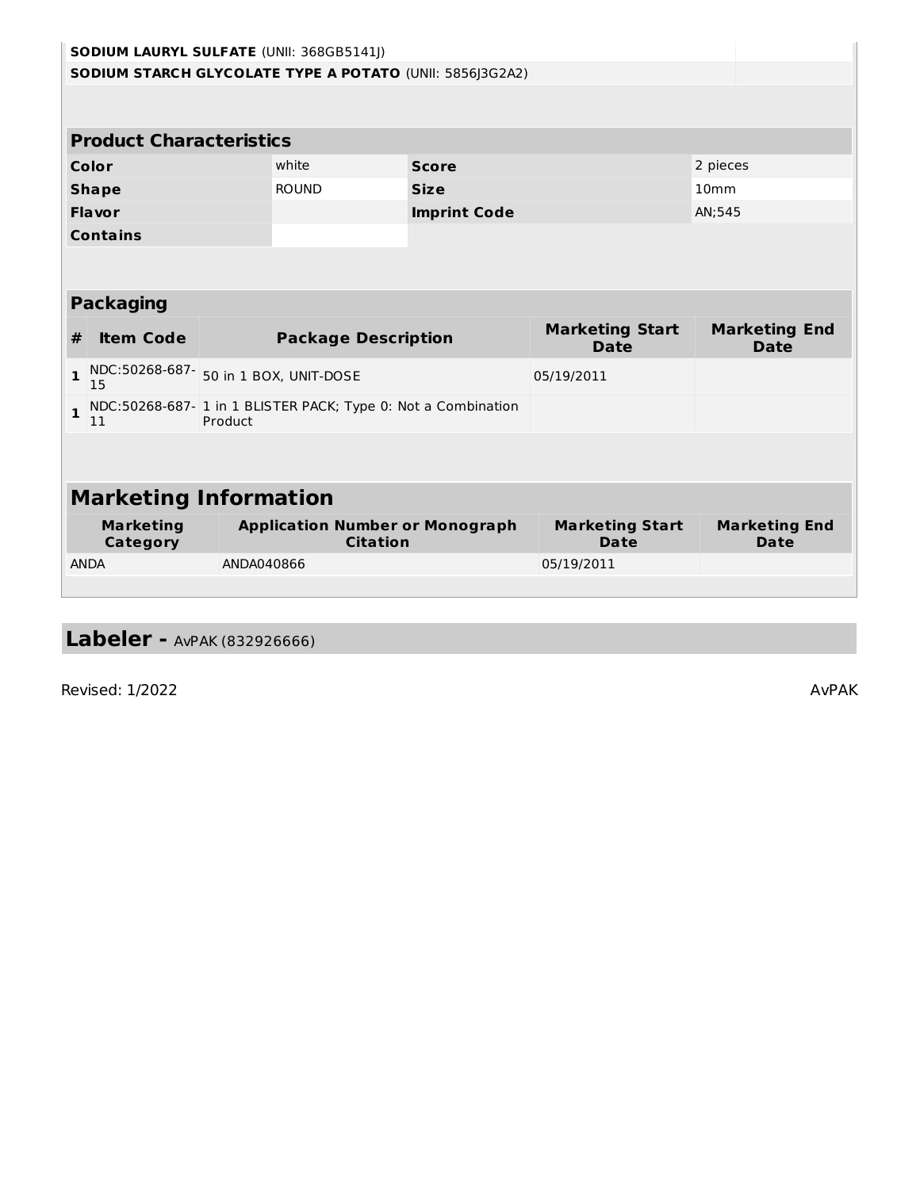| | |
|---|---|
| **SODIUM LAURYL SULFATE** (UNII: 368GB5141J) | |
| **SODIUM STARCH GLYCOLATE TYPE A POTATO** (UNII: 5856J3G2A2) | |

| **Product Characteristics** | | | |
|---|---|---|---|
| **Color** | white | **Score** | 2 pieces |
| **Shape** | ROUND | **Size** | 10mm |
| **Flavor** | | **Imprint Code** | AN;545 |
| **Contains** | | | |

**Packaging**

| # | Item Code | Package Description | Marketing Start Date | Marketing End Date |
|---|---|---|---|---|
| 1 | NDC:50268-687-15 | 50 in 1 BOX, UNIT-DOSE | 05/19/2011 | |
| 1 | NDC:50268-687-11 | 1 in 1 BLISTER PACK; Type 0: Not a Combination Product | | |

## Marketing Information

| Marketing Category | Application Number or Monograph Citation | Marketing Start Date | Marketing End Date |
|---|---|---|---|
| ANDA | ANDA040866 | 05/19/2011 | |

## Labeler - AvPAK (832926666)

Revised: 1/2022

AvPAK